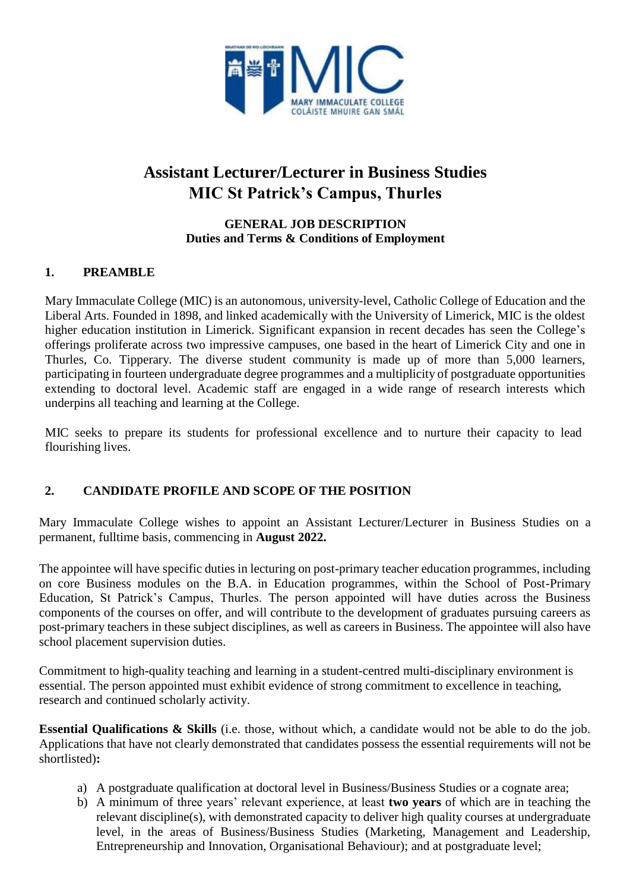# Assistant Lecturer/Lecturer in Business Studies
# MIC St Patrick's Campus, Thurles

**GENERAL JOB DESCRIPTION**
**Duties and Terms & Conditions of Employment**

## 1. PREAMBLE

Mary Immaculate College (MIC) is an autonomous, university-level, Catholic College of Education and the Liberal Arts. Founded in 1898, and linked academically with the University of Limerick, MIC is the oldest higher education institution in Limerick. Significant expansion in recent decades has seen the College's offerings proliferate across two impressive campuses, one based in the heart of Limerick City and one in Thurles, Co. Tipperary. The diverse student community is made up of more than 5,000 learners, participating in fourteen undergraduate degree programmes and a multiplicity of postgraduate opportunities extending to doctoral level. Academic staff are engaged in a wide range of research interests which underpins all teaching and learning at the College.

MIC seeks to prepare its students for professional excellence and to nurture their capacity to lead flourishing lives.

## 2. CANDIDATE PROFILE AND SCOPE OF THE POSITION

Mary Immaculate College wishes to appoint an Assistant Lecturer/Lecturer in Business Studies on a permanent, fulltime basis, commencing in **August 2022.**

The appointee will have specific duties in lecturing on post-primary teacher education programmes, including on core Business modules on the B.A. in Education programmes, within the School of Post-Primary Education, St Patrick's Campus, Thurles. The person appointed will have duties across the Business components of the courses on offer, and will contribute to the development of graduates pursuing careers as post-primary teachers in these subject disciplines, as well as careers in Business. The appointee will also have school placement supervision duties.

Commitment to high-quality teaching and learning in a student-centred multi-disciplinary environment is essential. The person appointed must exhibit evidence of strong commitment to excellence in teaching, research and continued scholarly activity.

**Essential Qualifications & Skills** (i.e. those, without which, a candidate would not be able to do the job. Applications that have not clearly demonstrated that candidates possess the essential requirements will not be shortlisted)**:**

a) A postgraduate qualification at doctoral level in Business/Business Studies or a cognate area;
b) A minimum of three years' relevant experience, at least **two years** of which are in teaching the relevant discipline(s), with demonstrated capacity to deliver high quality courses at undergraduate level, in the areas of Business/Business Studies (Marketing, Management and Leadership, Entrepreneurship and Innovation, Organisational Behaviour); and at postgraduate level;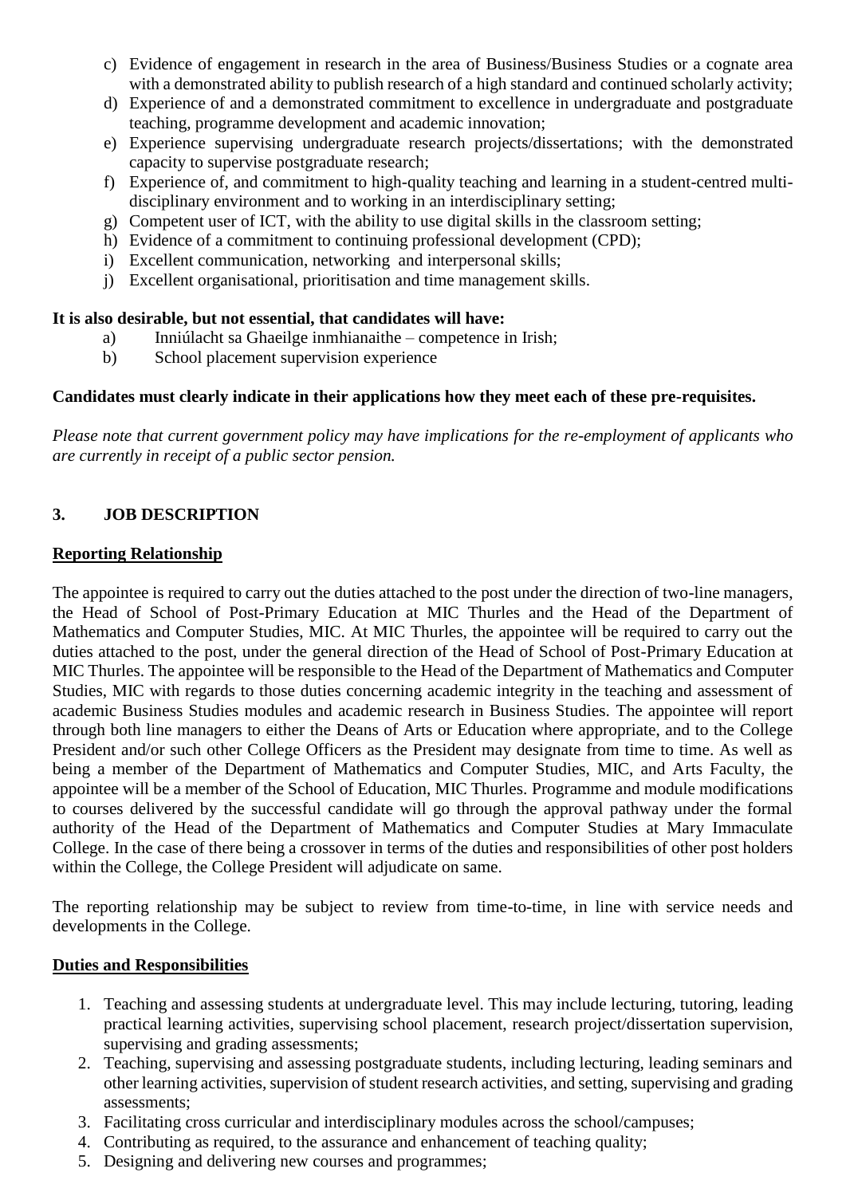c) Evidence of engagement in research in the area of Business/Business Studies or a cognate area with a demonstrated ability to publish research of a high standard and continued scholarly activity;
d) Experience of and a demonstrated commitment to excellence in undergraduate and postgraduate teaching, programme development and academic innovation;
e) Experience supervising undergraduate research projects/dissertations; with the demonstrated capacity to supervise postgraduate research;
f) Experience of, and commitment to high-quality teaching and learning in a student-centred multi-disciplinary environment and to working in an interdisciplinary setting;
g) Competent user of ICT, with the ability to use digital skills in the classroom setting;
h) Evidence of a commitment to continuing professional development (CPD);
i) Excellent communication, networking and interpersonal skills;
j) Excellent organisational, prioritisation and time management skills.

**It is also desirable, but not essential, that candidates will have:**

a) Inniúlacht sa Ghaeilge inmhianaithe – competence in Irish;
b) School placement supervision experience

**Candidates must clearly indicate in their applications how they meet each of these pre-requisites.**

*Please note that current government policy may have implications for the re-employment of applicants who are currently in receipt of a public sector pension.*

## 3. JOB DESCRIPTION

**Reporting Relationship**

The appointee is required to carry out the duties attached to the post under the direction of two-line managers, the Head of School of Post-Primary Education at MIC Thurles and the Head of the Department of Mathematics and Computer Studies, MIC. At MIC Thurles, the appointee will be required to carry out the duties attached to the post, under the general direction of the Head of School of Post-Primary Education at MIC Thurles. The appointee will be responsible to the Head of the Department of Mathematics and Computer Studies, MIC with regards to those duties concerning academic integrity in the teaching and assessment of academic Business Studies modules and academic research in Business Studies. The appointee will report through both line managers to either the Deans of Arts or Education where appropriate, and to the College President and/or such other College Officers as the President may designate from time to time. As well as being a member of the Department of Mathematics and Computer Studies, MIC, and Arts Faculty, the appointee will be a member of the School of Education, MIC Thurles. Programme and module modifications to courses delivered by the successful candidate will go through the approval pathway under the formal authority of the Head of the Department of Mathematics and Computer Studies at Mary Immaculate College. In the case of there being a crossover in terms of the duties and responsibilities of other post holders within the College, the College President will adjudicate on same.

The reporting relationship may be subject to review from time-to-time, in line with service needs and developments in the College.

**Duties and Responsibilities**

1. Teaching and assessing students at undergraduate level. This may include lecturing, tutoring, leading practical learning activities, supervising school placement, research project/dissertation supervision, supervising and grading assessments;
2. Teaching, supervising and assessing postgraduate students, including lecturing, leading seminars and other learning activities, supervision of student research activities, and setting, supervising and grading assessments;
3. Facilitating cross curricular and interdisciplinary modules across the school/campuses;
4. Contributing as required, to the assurance and enhancement of teaching quality;
5. Designing and delivering new courses and programmes;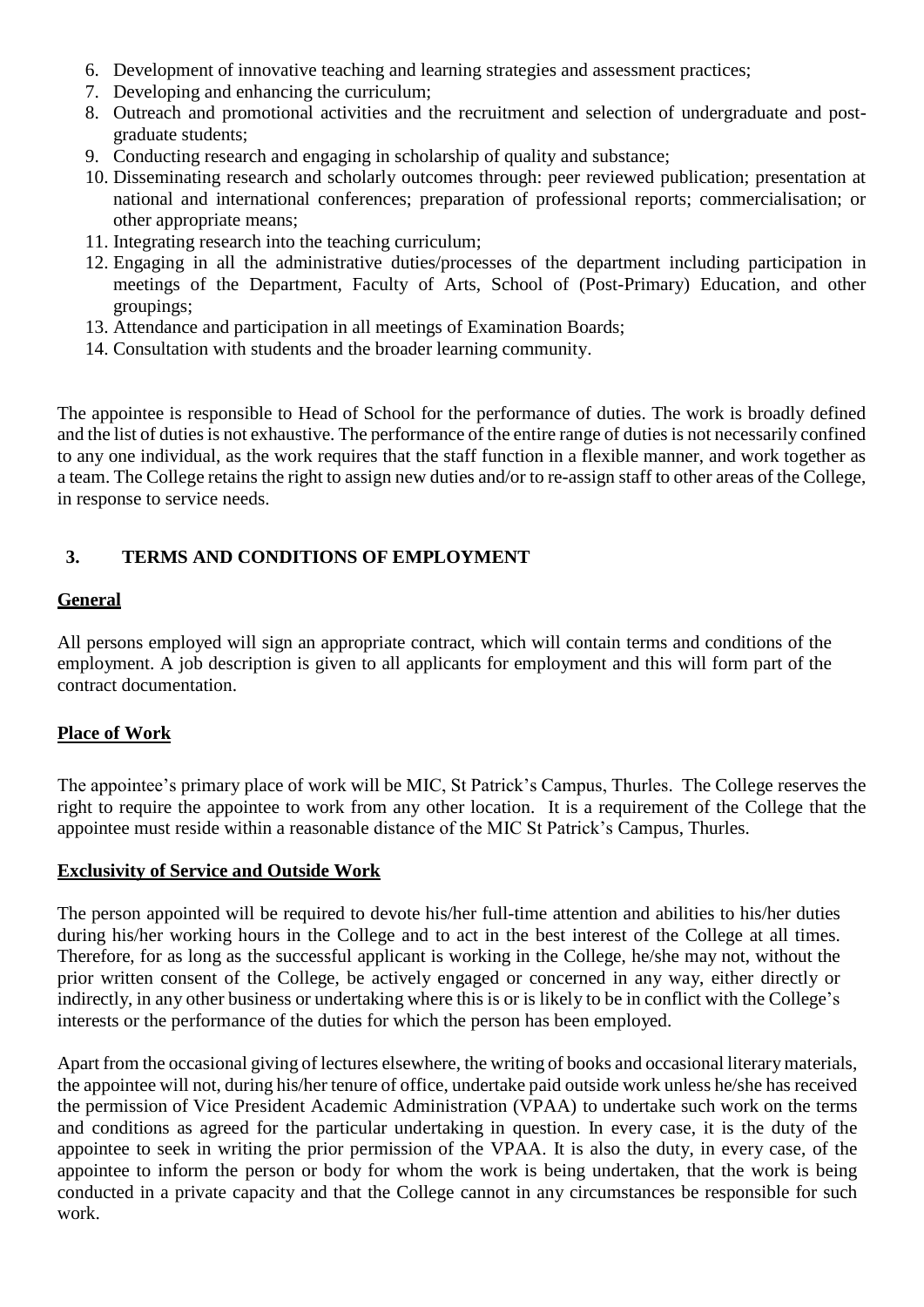6. Development of innovative teaching and learning strategies and assessment practices;
7. Developing and enhancing the curriculum;
8. Outreach and promotional activities and the recruitment and selection of undergraduate and post-graduate students;
9. Conducting research and engaging in scholarship of quality and substance;
10. Disseminating research and scholarly outcomes through: peer reviewed publication; presentation at national and international conferences; preparation of professional reports; commercialisation; or other appropriate means;
11. Integrating research into the teaching curriculum;
12. Engaging in all the administrative duties/processes of the department including participation in meetings of the Department, Faculty of Arts, School of (Post-Primary) Education, and other groupings;
13. Attendance and participation in all meetings of Examination Boards;
14. Consultation with students and the broader learning community.

The appointee is responsible to Head of School for the performance of duties. The work is broadly defined and the list of duties is not exhaustive. The performance of the entire range of duties is not necessarily confined to any one individual, as the work requires that the staff function in a flexible manner, and work together as a team. The College retains the right to assign new duties and/or to re-assign staff to other areas of the College, in response to service needs.

## 3. TERMS AND CONDITIONS OF EMPLOYMENT

### General

All persons employed will sign an appropriate contract, which will contain terms and conditions of the employment. A job description is given to all applicants for employment and this will form part of the contract documentation.

### Place of Work

The appointee's primary place of work will be MIC, St Patrick's Campus, Thurles. The College reserves the right to require the appointee to work from any other location. It is a requirement of the College that the appointee must reside within a reasonable distance of the MIC St Patrick's Campus, Thurles.

### Exclusivity of Service and Outside Work

The person appointed will be required to devote his/her full-time attention and abilities to his/her duties during his/her working hours in the College and to act in the best interest of the College at all times. Therefore, for as long as the successful applicant is working in the College, he/she may not, without the prior written consent of the College, be actively engaged or concerned in any way, either directly or indirectly, in any other business or undertaking where this is or is likely to be in conflict with the College's interests or the performance of the duties for which the person has been employed.

Apart from the occasional giving of lectures elsewhere, the writing of books and occasional literary materials, the appointee will not, during his/her tenure of office, undertake paid outside work unless he/she has received the permission of Vice President Academic Administration (VPAA) to undertake such work on the terms and conditions as agreed for the particular undertaking in question. In every case, it is the duty of the appointee to seek in writing the prior permission of the VPAA. It is also the duty, in every case, of the appointee to inform the person or body for whom the work is being undertaken, that the work is being conducted in a private capacity and that the College cannot in any circumstances be responsible for such work.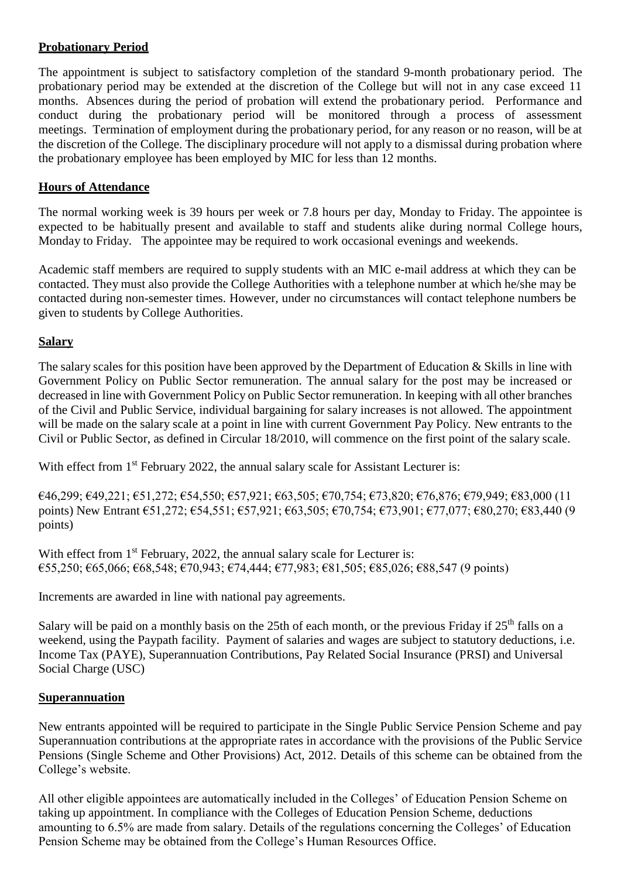## Probationary Period

The appointment is subject to satisfactory completion of the standard 9-month probationary period. The probationary period may be extended at the discretion of the College but will not in any case exceed 11 months. Absences during the period of probation will extend the probationary period. Performance and conduct during the probationary period will be monitored through a process of assessment meetings. Termination of employment during the probationary period, for any reason or no reason, will be at the discretion of the College. The disciplinary procedure will not apply to a dismissal during probation where the probationary employee has been employed by MIC for less than 12 months.

## Hours of Attendance

The normal working week is 39 hours per week or 7.8 hours per day, Monday to Friday. The appointee is expected to be habitually present and available to staff and students alike during normal College hours, Monday to Friday. The appointee may be required to work occasional evenings and weekends.

Academic staff members are required to supply students with an MIC e-mail address at which they can be contacted. They must also provide the College Authorities with a telephone number at which he/she may be contacted during non-semester times. However, under no circumstances will contact telephone numbers be given to students by College Authorities.

## Salary

The salary scales for this position have been approved by the Department of Education & Skills in line with Government Policy on Public Sector remuneration. The annual salary for the post may be increased or decreased in line with Government Policy on Public Sector remuneration. In keeping with all other branches of the Civil and Public Service, individual bargaining for salary increases is not allowed. The appointment will be made on the salary scale at a point in line with current Government Pay Policy. New entrants to the Civil or Public Sector, as defined in Circular 18/2010, will commence on the first point of the salary scale.

With effect from 1st February 2022, the annual salary scale for Assistant Lecturer is:

€46,299; €49,221; €51,272; €54,550; €57,921; €63,505; €70,754; €73,820; €76,876; €79,949; €83,000 (11 points) New Entrant €51,272; €54,551; €57,921; €63,505; €70,754; €73,901; €77,077; €80,270; €83,440 (9 points)

With effect from 1st February, 2022, the annual salary scale for Lecturer is:
€55,250; €65,066; €68,548; €70,943; €74,444; €77,983; €81,505; €85,026; €88,547 (9 points)

Increments are awarded in line with national pay agreements.

Salary will be paid on a monthly basis on the 25th of each month, or the previous Friday if 25th falls on a weekend, using the Paypath facility. Payment of salaries and wages are subject to statutory deductions, i.e. Income Tax (PAYE), Superannuation Contributions, Pay Related Social Insurance (PRSI) and Universal Social Charge (USC)

## Superannuation

New entrants appointed will be required to participate in the Single Public Service Pension Scheme and pay Superannuation contributions at the appropriate rates in accordance with the provisions of the Public Service Pensions (Single Scheme and Other Provisions) Act, 2012. Details of this scheme can be obtained from the College's website.

All other eligible appointees are automatically included in the Colleges' of Education Pension Scheme on taking up appointment. In compliance with the Colleges of Education Pension Scheme, deductions amounting to 6.5% are made from salary. Details of the regulations concerning the Colleges' of Education Pension Scheme may be obtained from the College's Human Resources Office.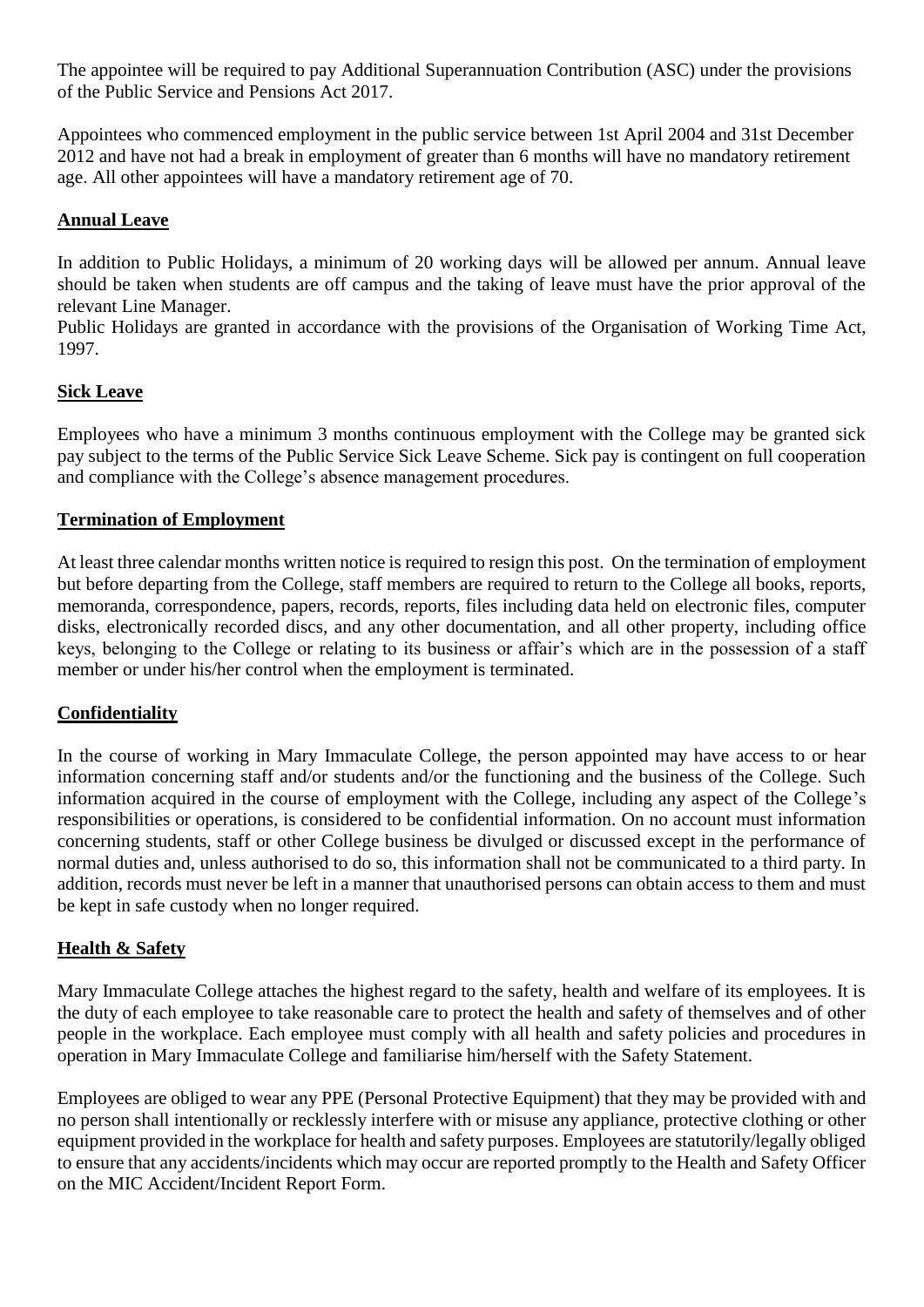The appointee will be required to pay Additional Superannuation Contribution (ASC) under the provisions of the Public Service and Pensions Act 2017.

Appointees who commenced employment in the public service between 1st April 2004 and 31st December 2012 and have not had a break in employment of greater than 6 months will have no mandatory retirement age. All other appointees will have a mandatory retirement age of 70.

## Annual Leave

In addition to Public Holidays, a minimum of 20 working days will be allowed per annum. Annual leave should be taken when students are off campus and the taking of leave must have the prior approval of the relevant Line Manager.
Public Holidays are granted in accordance with the provisions of the Organisation of Working Time Act, 1997.

## Sick Leave

Employees who have a minimum 3 months continuous employment with the College may be granted sick pay subject to the terms of the Public Service Sick Leave Scheme. Sick pay is contingent on full cooperation and compliance with the College's absence management procedures.

## Termination of Employment

At least three calendar months written notice is required to resign this post. On the termination of employment but before departing from the College, staff members are required to return to the College all books, reports, memoranda, correspondence, papers, records, reports, files including data held on electronic files, computer disks, electronically recorded discs, and any other documentation, and all other property, including office keys, belonging to the College or relating to its business or affair's which are in the possession of a staff member or under his/her control when the employment is terminated.

## Confidentiality

In the course of working in Mary Immaculate College, the person appointed may have access to or hear information concerning staff and/or students and/or the functioning and the business of the College. Such information acquired in the course of employment with the College, including any aspect of the College's responsibilities or operations, is considered to be confidential information. On no account must information concerning students, staff or other College business be divulged or discussed except in the performance of normal duties and, unless authorised to do so, this information shall not be communicated to a third party. In addition, records must never be left in a manner that unauthorised persons can obtain access to them and must be kept in safe custody when no longer required.

## Health & Safety

Mary Immaculate College attaches the highest regard to the safety, health and welfare of its employees. It is the duty of each employee to take reasonable care to protect the health and safety of themselves and of other people in the workplace. Each employee must comply with all health and safety policies and procedures in operation in Mary Immaculate College and familiarise him/herself with the Safety Statement.

Employees are obliged to wear any PPE (Personal Protective Equipment) that they may be provided with and no person shall intentionally or recklessly interfere with or misuse any appliance, protective clothing or other equipment provided in the workplace for health and safety purposes. Employees are statutorily/legally obliged to ensure that any accidents/incidents which may occur are reported promptly to the Health and Safety Officer on the MIC Accident/Incident Report Form.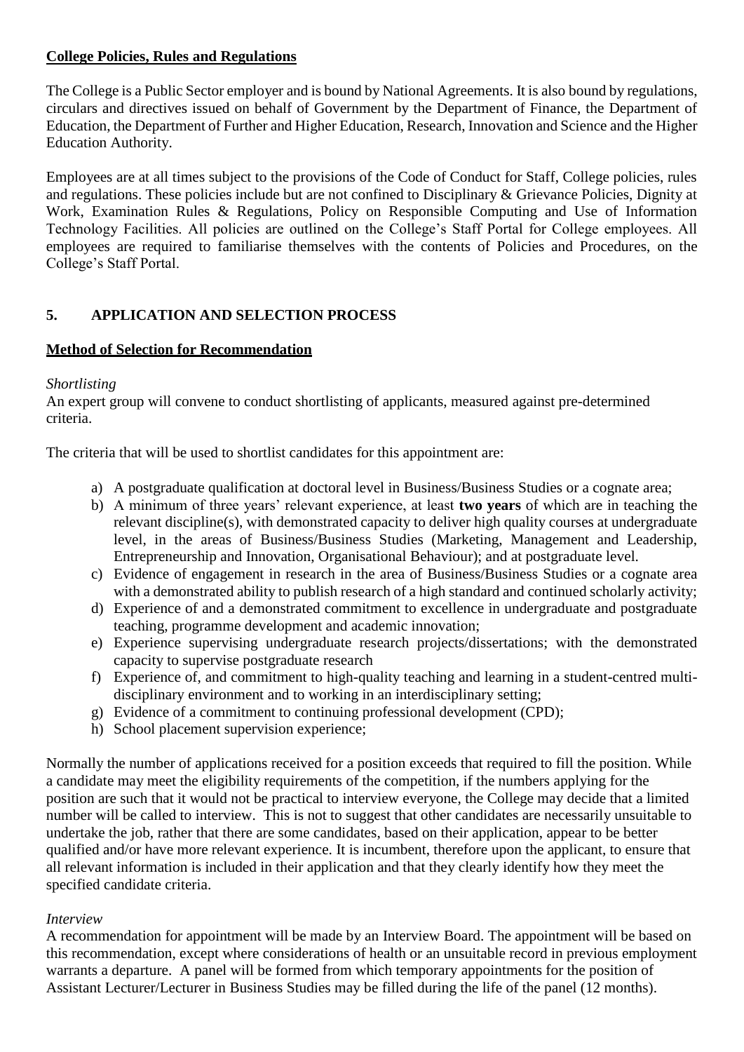**College Policies, Rules and Regulations**

The College is a Public Sector employer and is bound by National Agreements. It is also bound by regulations, circulars and directives issued on behalf of Government by the Department of Finance, the Department of Education, the Department of Further and Higher Education, Research, Innovation and Science and the Higher Education Authority.

Employees are at all times subject to the provisions of the Code of Conduct for Staff, College policies, rules and regulations. These policies include but are not confined to Disciplinary & Grievance Policies, Dignity at Work, Examination Rules & Regulations, Policy on Responsible Computing and Use of Information Technology Facilities. All policies are outlined on the College's Staff Portal for College employees. All employees are required to familiarise themselves with the contents of Policies and Procedures, on the College's Staff Portal.

## 5. APPLICATION AND SELECTION PROCESS

**Method of Selection for Recommendation**

*Shortlisting*

An expert group will convene to conduct shortlisting of applicants, measured against pre-determined criteria.

The criteria that will be used to shortlist candidates for this appointment are:

a) A postgraduate qualification at doctoral level in Business/Business Studies or a cognate area;
b) A minimum of three years' relevant experience, at least **two years** of which are in teaching the relevant discipline(s), with demonstrated capacity to deliver high quality courses at undergraduate level, in the areas of Business/Business Studies (Marketing, Management and Leadership, Entrepreneurship and Innovation, Organisational Behaviour); and at postgraduate level.
c) Evidence of engagement in research in the area of Business/Business Studies or a cognate area with a demonstrated ability to publish research of a high standard and continued scholarly activity;
d) Experience of and a demonstrated commitment to excellence in undergraduate and postgraduate teaching, programme development and academic innovation;
e) Experience supervising undergraduate research projects/dissertations; with the demonstrated capacity to supervise postgraduate research
f) Experience of, and commitment to high-quality teaching and learning in a student-centred multi-disciplinary environment and to working in an interdisciplinary setting;
g) Evidence of a commitment to continuing professional development (CPD);
h) School placement supervision experience;

Normally the number of applications received for a position exceeds that required to fill the position. While a candidate may meet the eligibility requirements of the competition, if the numbers applying for the position are such that it would not be practical to interview everyone, the College may decide that a limited number will be called to interview. This is not to suggest that other candidates are necessarily unsuitable to undertake the job, rather that there are some candidates, based on their application, appear to be better qualified and/or have more relevant experience. It is incumbent, therefore upon the applicant, to ensure that all relevant information is included in their application and that they clearly identify how they meet the specified candidate criteria.

*Interview*

A recommendation for appointment will be made by an Interview Board. The appointment will be based on this recommendation, except where considerations of health or an unsuitable record in previous employment warrants a departure. A panel will be formed from which temporary appointments for the position of Assistant Lecturer/Lecturer in Business Studies may be filled during the life of the panel (12 months).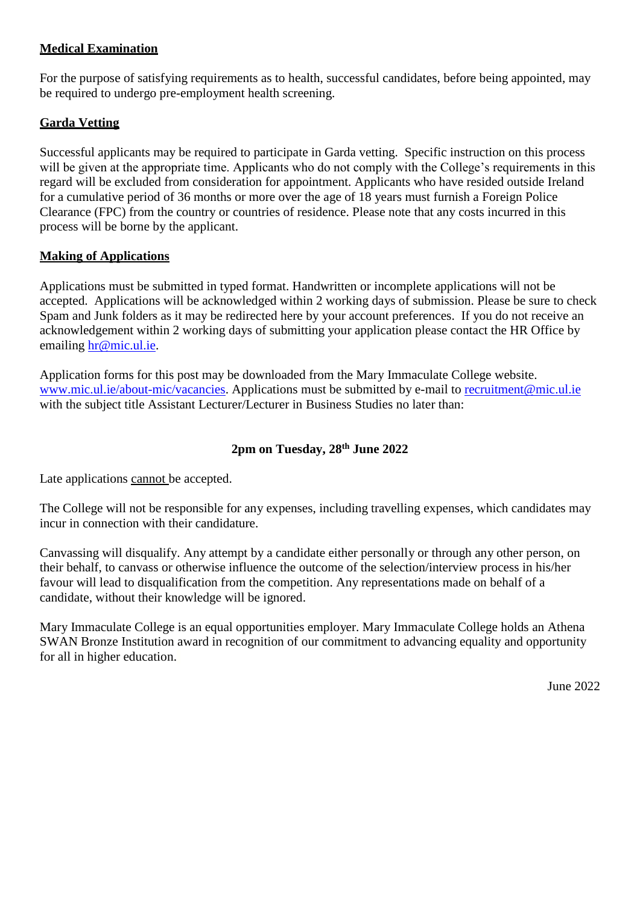**Medical Examination**

For the purpose of satisfying requirements as to health, successful candidates, before being appointed, may be required to undergo pre-employment health screening.

**Garda Vetting**

Successful applicants may be required to participate in Garda vetting. Specific instruction on this process will be given at the appropriate time. Applicants who do not comply with the College's requirements in this regard will be excluded from consideration for appointment. Applicants who have resided outside Ireland for a cumulative period of 36 months or more over the age of 18 years must furnish a Foreign Police Clearance (FPC) from the country or countries of residence. Please note that any costs incurred in this process will be borne by the applicant.

**Making of Applications**

Applications must be submitted in typed format. Handwritten or incomplete applications will not be accepted. Applications will be acknowledged within 2 working days of submission. Please be sure to check Spam and Junk folders as it may be redirected here by your account preferences. If you do not receive an acknowledgement within 2 working days of submitting your application please contact the HR Office by emailing hr@mic.ul.ie.

Application forms for this post may be downloaded from the Mary Immaculate College website. www.mic.ul.ie/about-mic/vacancies. Applications must be submitted by e-mail to recruitment@mic.ul.ie with the subject title Assistant Lecturer/Lecturer in Business Studies no later than:

**2pm on Tuesday, 28th June 2022**

Late applications cannot be accepted.

The College will not be responsible for any expenses, including travelling expenses, which candidates may incur in connection with their candidature.

Canvassing will disqualify. Any attempt by a candidate either personally or through any other person, on their behalf, to canvass or otherwise influence the outcome of the selection/interview process in his/her favour will lead to disqualification from the competition. Any representations made on behalf of a candidate, without their knowledge will be ignored.

Mary Immaculate College is an equal opportunities employer. Mary Immaculate College holds an Athena SWAN Bronze Institution award in recognition of our commitment to advancing equality and opportunity for all in higher education.

June 2022